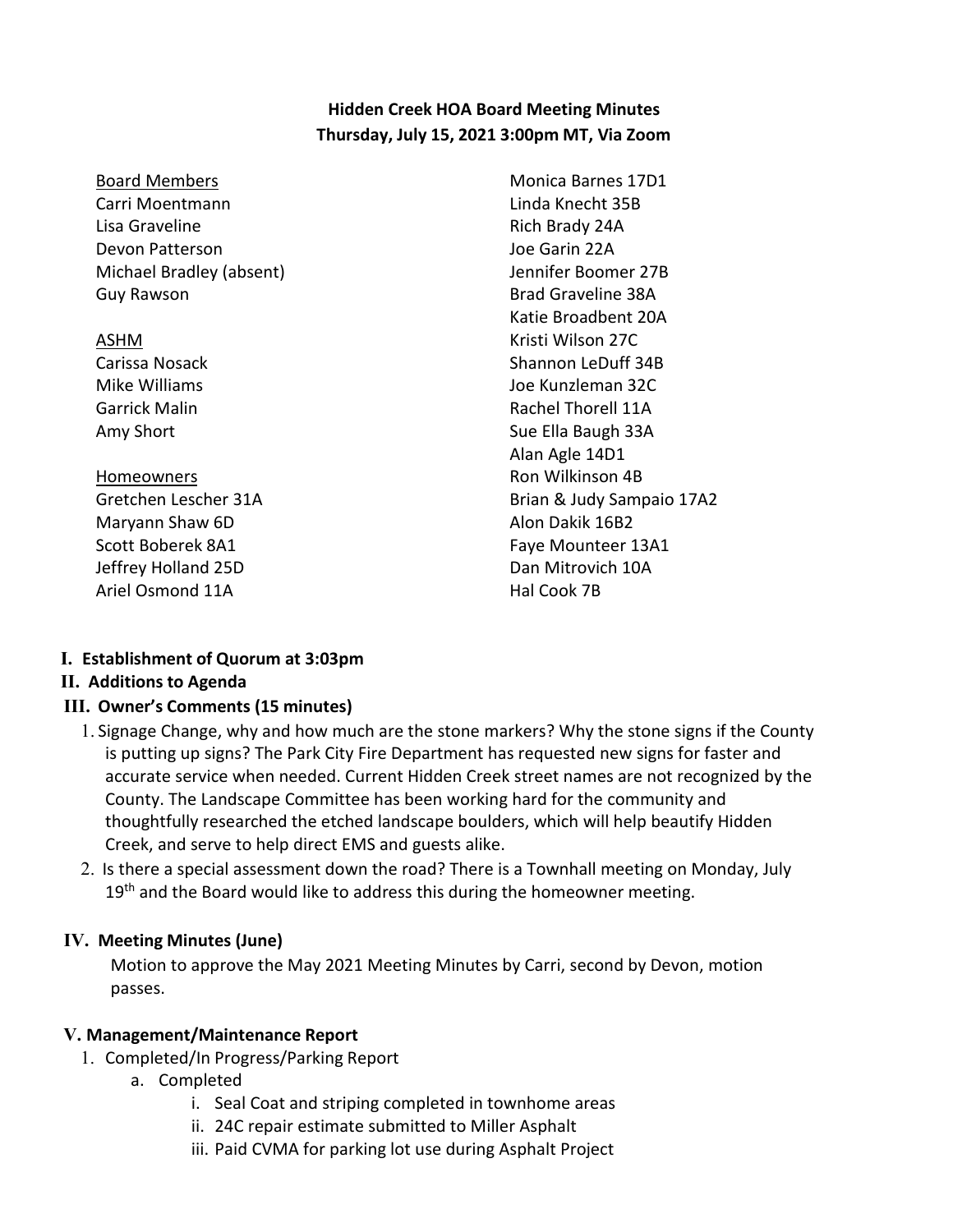**Hidden Creek HOA Board Meeting Minutes**
**Thursday, July 15, 2021 3:00pm MT, Via Zoom**

Board Members
Carri Moentmann
Lisa Graveline
Devon Patterson
Michael Bradley (absent)
Guy Rawson

ASHM
Carissa Nosack
Mike Williams
Garrick Malin
Amy Short

Homeowners
Gretchen Lescher 31A
Maryann Shaw 6D
Scott Boberek 8A1
Jeffrey Holland 25D
Ariel Osmond 11A
Monica Barnes 17D1
Linda Knecht 35B
Rich Brady 24A
Joe Garin 22A
Jennifer Boomer 27B
Brad Graveline 38A
Katie Broadbent 20A
Kristi Wilson 27C
Shannon LeDuff 34B
Joe Kunzleman 32C
Rachel Thorell 11A
Sue Ella Baugh 33A
Alan Agle 14D1
Ron Wilkinson 4B
Brian & Judy Sampaio 17A2
Alon Dakik 16B2
Faye Mounteer 13A1
Dan Mitrovich 10A
Hal Cook 7B

**I. Establishment of Quorum at 3:03pm**

**II. Additions to Agenda**

**III. Owner's Comments (15 minutes)**

1. Signage Change, why and how much are the stone markers? Why the stone signs if the County is putting up signs? The Park City Fire Department has requested new signs for faster and accurate service when needed. Current Hidden Creek street names are not recognized by the County. The Landscape Committee has been working hard for the community and thoughtfully researched the etched landscape boulders, which will help beautify Hidden Creek, and serve to help direct EMS and guests alike.
2. Is there a special assessment down the road? There is a Townhall meeting on Monday, July 19th and the Board would like to address this during the homeowner meeting.

**IV. Meeting Minutes (June)**

Motion to approve the May 2021 Meeting Minutes by Carri, second by Devon, motion passes.

**V. Management/Maintenance Report**

1. Completed/In Progress/Parking Report
   a. Completed
      i. Seal Coat and striping completed in townhome areas
      ii. 24C repair estimate submitted to Miller Asphalt
      iii. Paid CVMA for parking lot use during Asphalt Project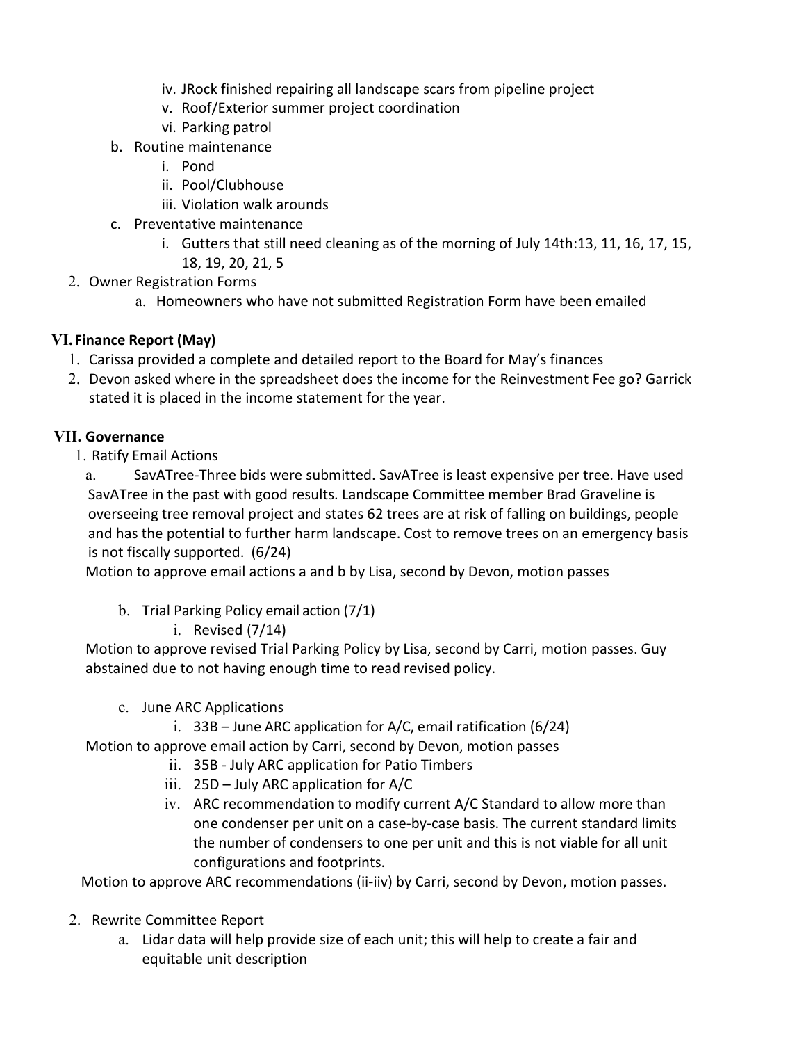iv. JRock finished repairing all landscape scars from pipeline project
v. Roof/Exterior summer project coordination
vi. Parking patrol

b. Routine maintenance
   i. Pond
   ii. Pool/Clubhouse
   iii. Violation walk arounds

c. Preventative maintenance
   i. Gutters that still need cleaning as of the morning of July 14th:13, 11, 16, 17, 15, 18, 19, 20, 21, 5

2. Owner Registration Forms
   a. Homeowners who have not submitted Registration Form have been emailed

## VI. Finance Report (May)

1. Carissa provided a complete and detailed report to the Board for May's finances
2. Devon asked where in the spreadsheet does the income for the Reinvestment Fee go? Garrick stated it is placed in the income statement for the year.

## VII. Governance

1. Ratify Email Actions

   a. SavATree-Three bids were submitted. SavATree is least expensive per tree. Have used SavATree in the past with good results. Landscape Committee member Brad Graveline is overseeing tree removal project and states 62 trees are at risk of falling on buildings, people and has the potential to further harm landscape. Cost to remove trees on an emergency basis is not fiscally supported. (6/24)

   Motion to approve email actions a and b by Lisa, second by Devon, motion passes

   b. Trial Parking Policy email action (7/1)
      i. Revised (7/14)

   Motion to approve revised Trial Parking Policy by Lisa, second by Carri, motion passes. Guy abstained due to not having enough time to read revised policy.

   c. June ARC Applications
      i. 33B – June ARC application for A/C, email ratification (6/24)

   Motion to approve email action by Carri, second by Devon, motion passes

      ii. 35B - July ARC application for Patio Timbers
      iii. 25D – July ARC application for A/C
      iv. ARC recommendation to modify current A/C Standard to allow more than one condenser per unit on a case-by-case basis. The current standard limits the number of condensers to one per unit and this is not viable for all unit configurations and footprints.

   Motion to approve ARC recommendations (ii-iiv) by Carri, second by Devon, motion passes.

2. Rewrite Committee Report
   a. Lidar data will help provide size of each unit; this will help to create a fair and equitable unit description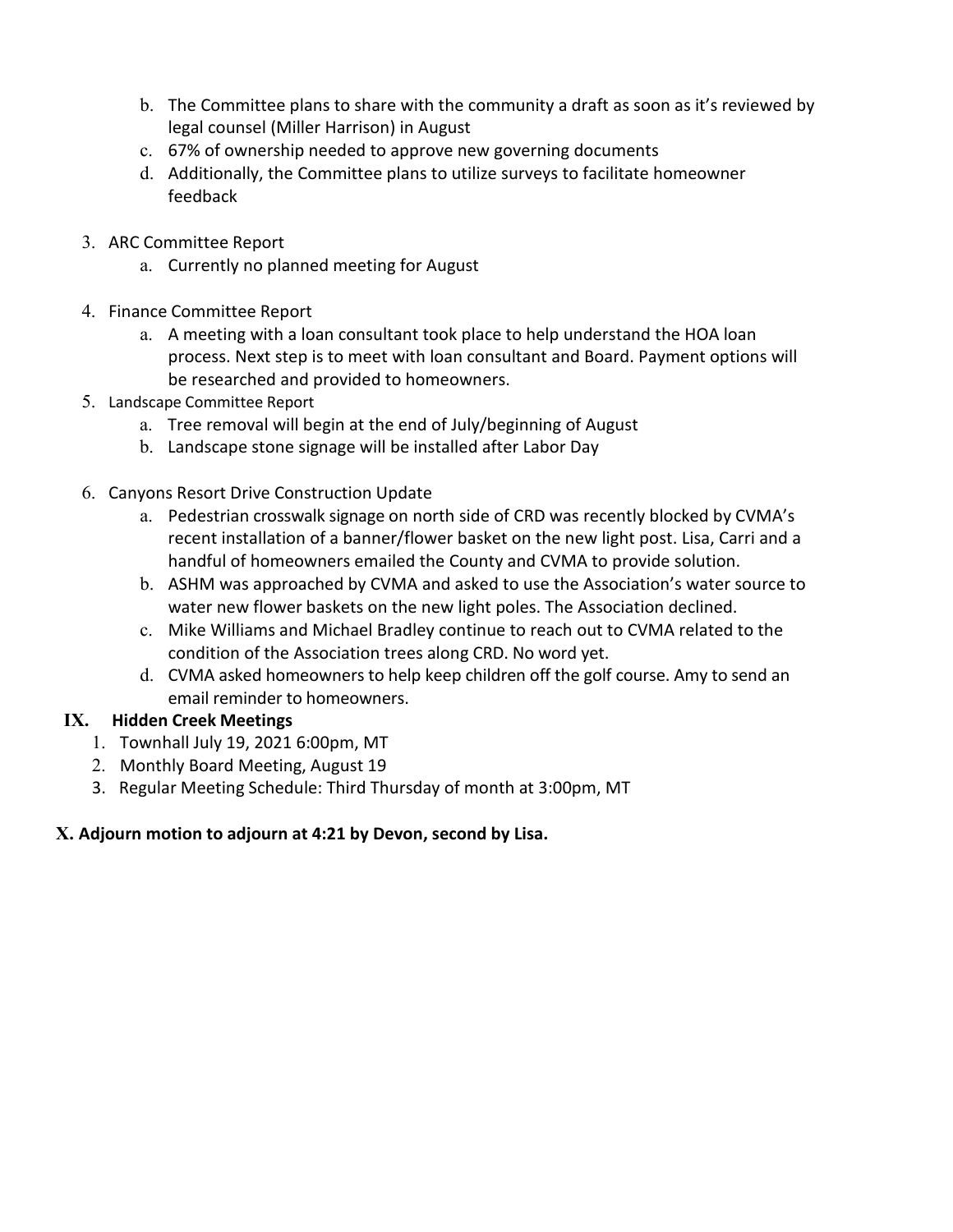b. The Committee plans to share with the community a draft as soon as it's reviewed by legal counsel (Miller Harrison) in August
   c. 67% of ownership needed to approve new governing documents
   d. Additionally, the Committee plans to utilize surveys to facilitate homeowner feedback

3. ARC Committee Report
   a. Currently no planned meeting for August

4. Finance Committee Report
   a. A meeting with a loan consultant took place to help understand the HOA loan process. Next step is to meet with loan consultant and Board. Payment options will be researched and provided to homeowners.

5. Landscape Committee Report
   a. Tree removal will begin at the end of July/beginning of August
   b. Landscape stone signage will be installed after Labor Day

6. Canyons Resort Drive Construction Update
   a. Pedestrian crosswalk signage on north side of CRD was recently blocked by CVMA's recent installation of a banner/flower basket on the new light post. Lisa, Carri and a handful of homeowners emailed the County and CVMA to provide solution.
   b. ASHM was approached by CVMA and asked to use the Association's water source to water new flower baskets on the new light poles. The Association declined.
   c. Mike Williams and Michael Bradley continue to reach out to CVMA related to the condition of the Association trees along CRD. No word yet.
   d. CVMA asked homeowners to help keep children off the golf course. Amy to send an email reminder to homeowners.

**IX. Hidden Creek Meetings**

1. Townhall July 19, 2021 6:00pm, MT
2. Monthly Board Meeting, August 19
3. Regular Meeting Schedule: Third Thursday of month at 3:00pm, MT

**X. Adjourn motion to adjourn at 4:21 by Devon, second by Lisa.**